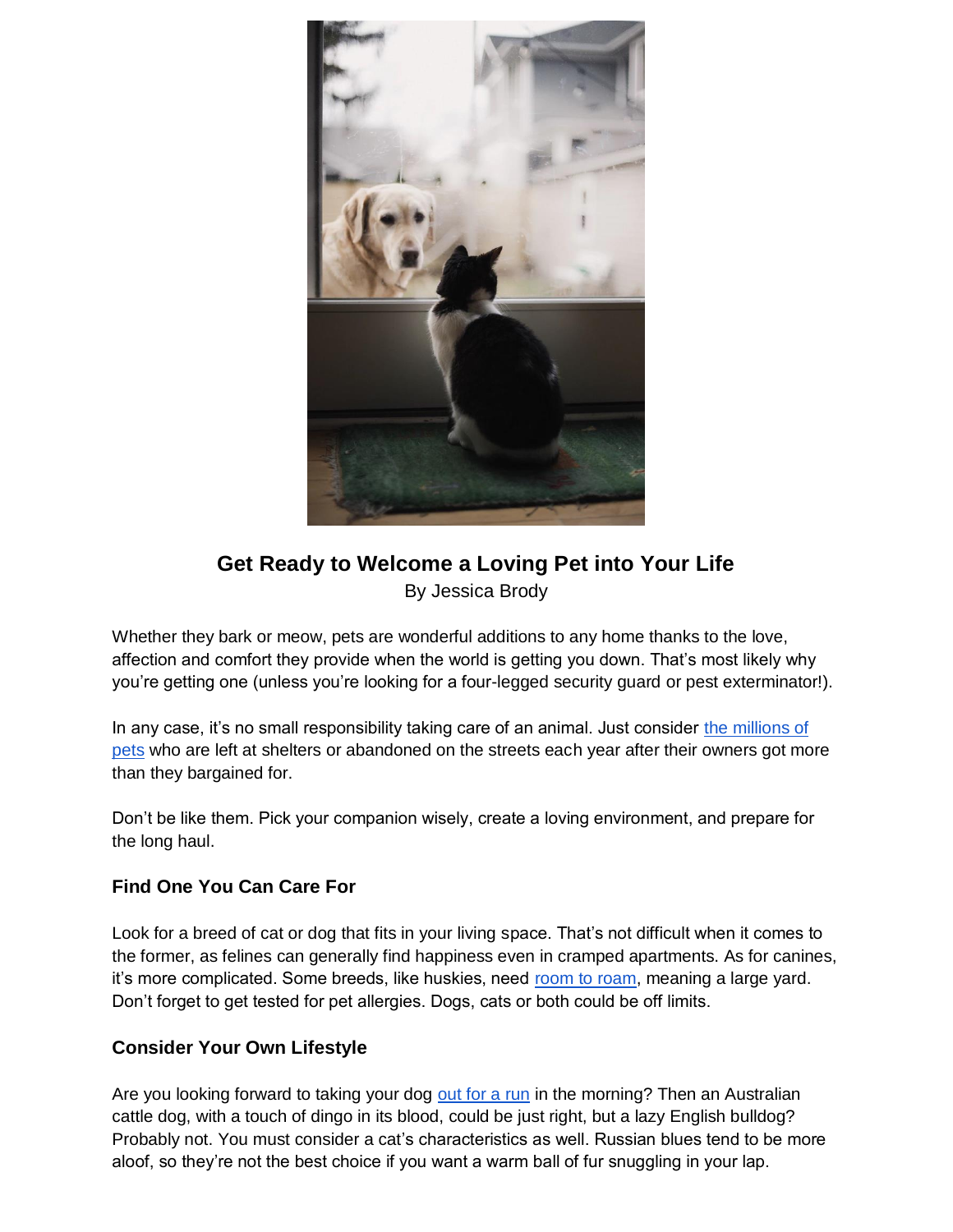# Get Ready to Welcome a Loving Pet into Your Life

By Jessica Brody

Whether they bark or meow, pets are wonderful additions to any home thanks to the love, affection and comfort they provide when the world is getting you down. That's most likely why you're getting one (unless you're looking for a four-legged security guard or pest exterminator!).

In any case, it's no small responsibility taking care of an animal. Just consider the millions of pets who are left at shelters or abandoned on the streets each year after their owners got more than they bargained for.

Don't be like them. Pick your companion wisely, create a loving environment, and prepare for the long haul.

## Find One You Can Care For

Look for a breed of cat or dog that fits in your living space. That's not difficult when it comes to the former, as felines can generally find happiness even in cramped apartments. As for canines, it's more complicated. Some breeds, like huskies, need room to roam, meaning a large yard. Don't forget to get tested for pet allergies. Dogs, cats or both could be off limits.

## Consider Your Own Lifestyle

Are you looking forward to taking your dog out for a run in the morning? Then an Australian cattle dog, with a touch of dingo in its blood, could be just right, but a lazy English bulldog? Probably not. You must consider a cat's characteristics as well. Russian blues tend to be more aloof, so they're not the best choice if you want a warm ball of fur snuggling in your lap.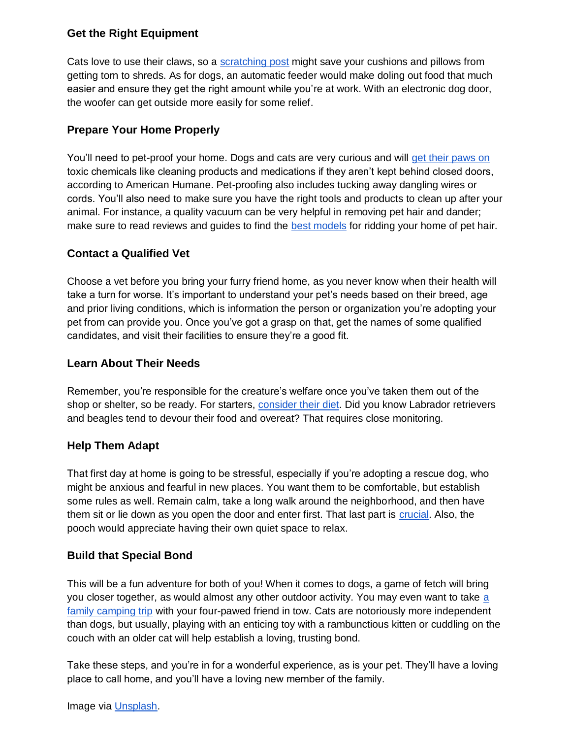### Get the Right Equipment

Cats love to use their claws, so a [scratching post] might save your cushions and pillows from getting torn to shreds. As for dogs, an automatic feeder would make doling out food that much easier and ensure they get the right amount while you're at work. With an electronic dog door, the woofer can get outside more easily for some relief.

### Prepare Your Home Properly

You'll need to pet-proof your home. Dogs and cats are very curious and will [get their paws on] toxic chemicals like cleaning products and medications if they aren't kept behind closed doors, according to American Humane. Pet-proofing also includes tucking away dangling wires or cords. You'll also need to make sure you have the right tools and products to clean up after your animal. For instance, a quality vacuum can be very helpful in removing pet hair and dander; make sure to read reviews and guides to find the [best models] for ridding your home of pet hair.

### Contact a Qualified Vet

Choose a vet before you bring your furry friend home, as you never know when their health will take a turn for worse. It's important to understand your pet's needs based on their breed, age and prior living conditions, which is information the person or organization you're adopting your pet from can provide you. Once you've got a grasp on that, get the names of some qualified candidates, and visit their facilities to ensure they're a good fit.

### Learn About Their Needs

Remember, you're responsible for the creature's welfare once you've taken them out of the shop or shelter, so be ready. For starters, [consider their diet]. Did you know Labrador retrievers and beagles tend to devour their food and overeat? That requires close monitoring.

### Help Them Adapt

That first day at home is going to be stressful, especially if you're adopting a rescue dog, who might be anxious and fearful in new places. You want them to be comfortable, but establish some rules as well. Remain calm, take a long walk around the neighborhood, and then have them sit or lie down as you open the door and enter first. That last part is [crucial]. Also, the pooch would appreciate having their own quiet space to relax.

### Build that Special Bond

This will be a fun adventure for both of you! When it comes to dogs, a game of fetch will bring you closer together, as would almost any other outdoor activity. You may even want to take [a family camping trip] with your four-pawed friend in tow. Cats are notoriously more independent than dogs, but usually, playing with an enticing toy with a rambunctious kitten or cuddling on the couch with an older cat will help establish a loving, trusting bond.

Take these steps, and you're in for a wonderful experience, as is your pet. They'll have a loving place to call home, and you'll have a loving new member of the family.

Image via [Unsplash].